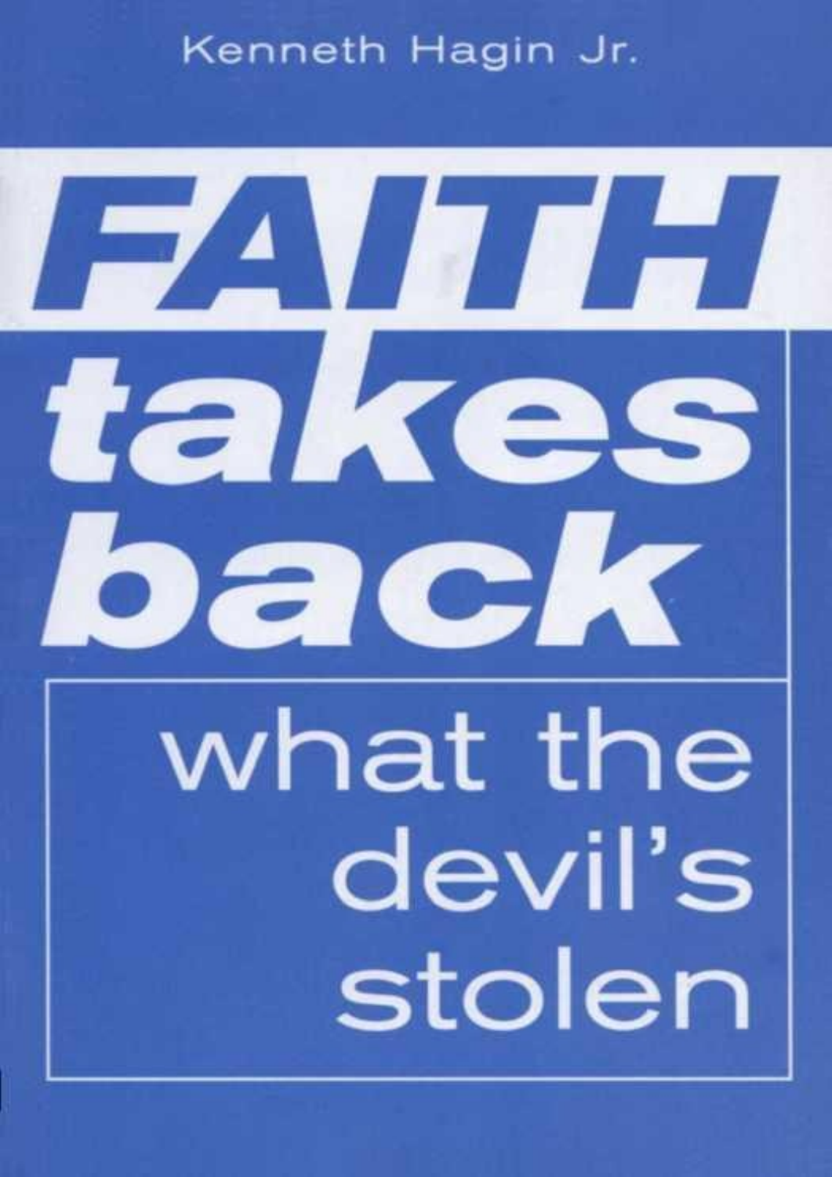Kenneth Hagin Jr.

# FAITH takes back

## what the devil's stolen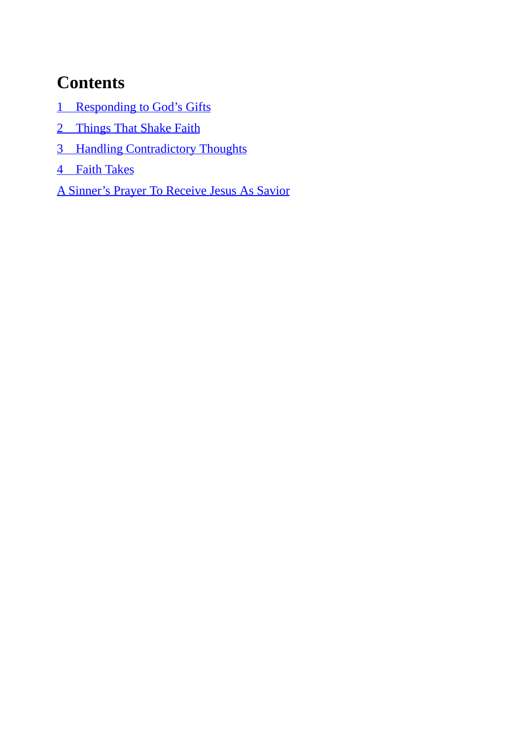# Contents

1 Responding to God’s Gifts

2 Things That Shake Faith

3 Handling Contradictory Thoughts

4 Faith Takes

A Sinner’s Prayer To Receive Jesus As Savior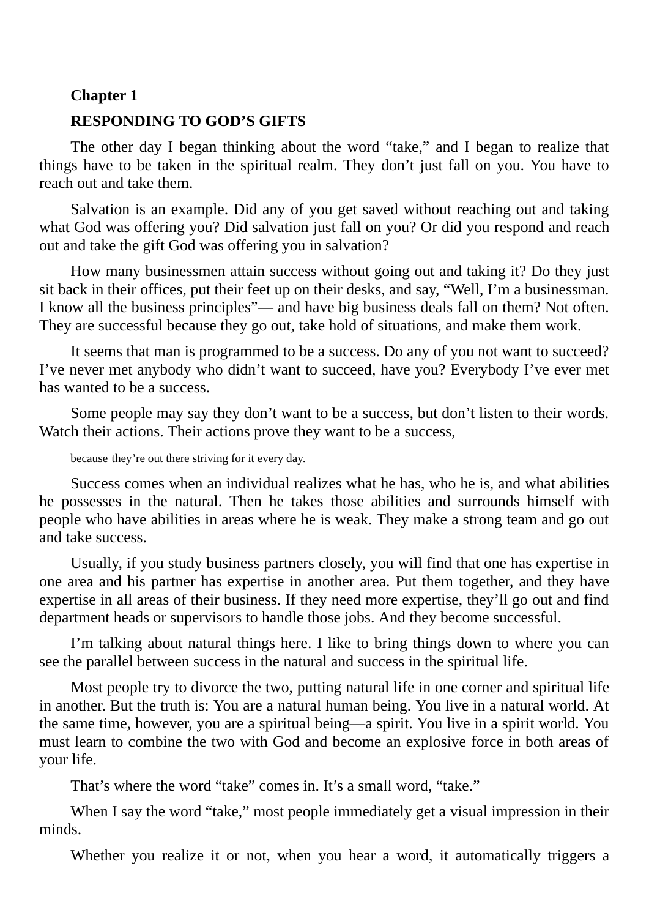**Chapter 1**

**RESPONDING TO GOD'S GIFTS**

The other day I began thinking about the word "take," and I began to realize that things have to be taken in the spiritual realm. They don't just fall on you. You have to reach out and take them.

Salvation is an example. Did any of you get saved without reaching out and taking what God was offering you? Did salvation just fall on you? Or did you respond and reach out and take the gift God was offering you in salvation?

How many businessmen attain success without going out and taking it? Do they just sit back in their offices, put their feet up on their desks, and say, "Well, I'm a businessman. I know all the business principles"— and have big business deals fall on them? Not often. They are successful because they go out, take hold of situations, and make them work.

It seems that man is programmed to be a success. Do any of you not want to succeed? I've never met anybody who didn't want to succeed, have you? Everybody I've ever met has wanted to be a success.

Some people may say they don't want to be a success, but don't listen to their words. Watch their actions. Their actions prove they want to be a success,

because they're out there striving for it every day.

Success comes when an individual realizes what he has, who he is, and what abilities he possesses in the natural. Then he takes those abilities and surrounds himself with people who have abilities in areas where he is weak. They make a strong team and go out and take success.

Usually, if you study business partners closely, you will find that one has expertise in one area and his partner has expertise in another area. Put them together, and they have expertise in all areas of their business. If they need more expertise, they'll go out and find department heads or supervisors to handle those jobs. And they become successful.

I'm talking about natural things here. I like to bring things down to where you can see the parallel between success in the natural and success in the spiritual life.

Most people try to divorce the two, putting natural life in one corner and spiritual life in another. But the truth is: You are a natural human being. You live in a natural world. At the same time, however, you are a spiritual being—a spirit. You live in a spirit world. You must learn to combine the two with God and become an explosive force in both areas of your life.

That's where the word "take" comes in. It's a small word, "take."

When I say the word "take," most people immediately get a visual impression in their minds.

Whether you realize it or not, when you hear a word, it automatically triggers a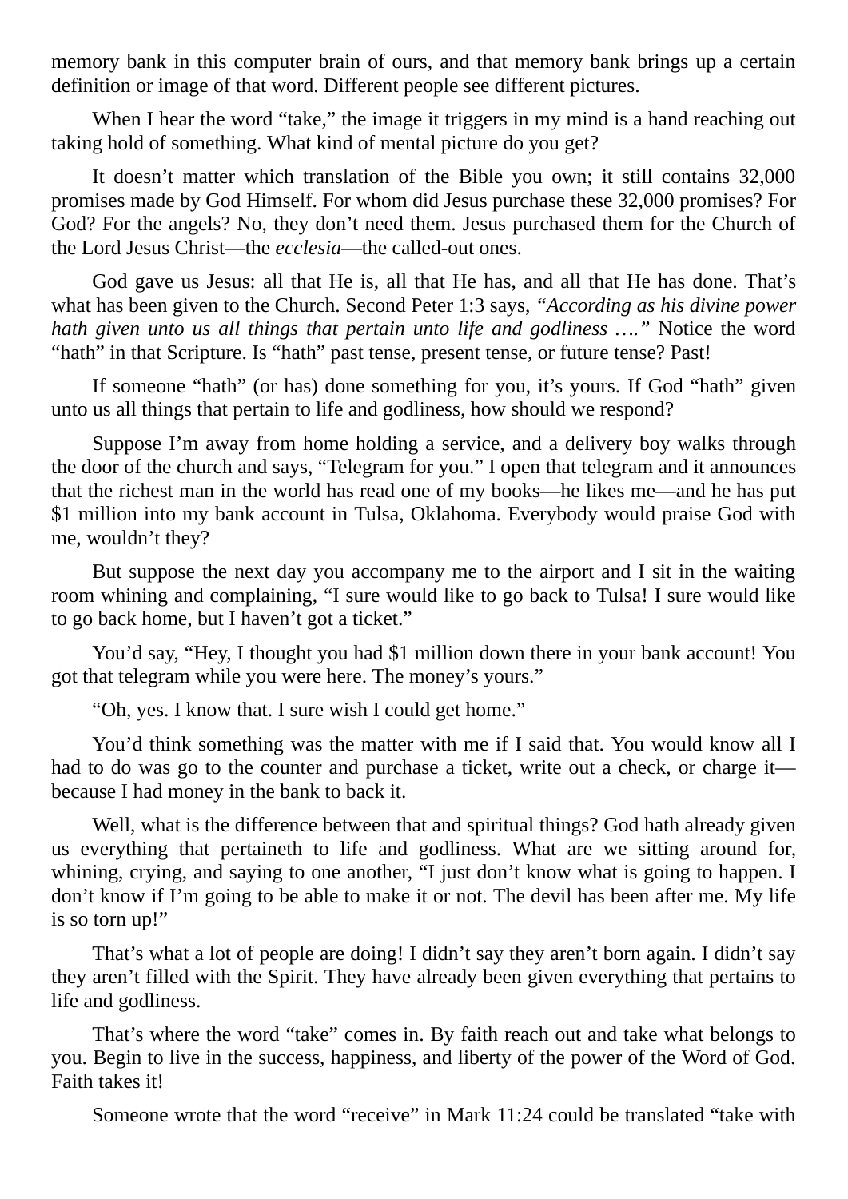memory bank in this computer brain of ours, and that memory bank brings up a certain definition or image of that word. Different people see different pictures.

When I hear the word "take," the image it triggers in my mind is a hand reaching out taking hold of something. What kind of mental picture do you get?

It doesn't matter which translation of the Bible you own; it still contains 32,000 promises made by God Himself. For whom did Jesus purchase these 32,000 promises? For God? For the angels? No, they don't need them. Jesus purchased them for the Church of the Lord Jesus Christ—the *ecclesia*—the called-out ones.

God gave us Jesus: all that He is, all that He has, and all that He has done. That's what has been given to the Church. Second Peter 1:3 says, *"According as his divine power hath given unto us all things that pertain unto life and godliness …."* Notice the word "hath" in that Scripture. Is "hath" past tense, present tense, or future tense? Past!

If someone "hath" (or has) done something for you, it's yours. If God "hath" given unto us all things that pertain to life and godliness, how should we respond?

Suppose I'm away from home holding a service, and a delivery boy walks through the door of the church and says, "Telegram for you." I open that telegram and it announces that the richest man in the world has read one of my books—he likes me—and he has put $1 million into my bank account in Tulsa, Oklahoma. Everybody would praise God with me, wouldn't they?

But suppose the next day you accompany me to the airport and I sit in the waiting room whining and complaining, "I sure would like to go back to Tulsa! I sure would like to go back home, but I haven't got a ticket."

You'd say, "Hey, I thought you had $1 million down there in your bank account! You got that telegram while you were here. The money's yours."

"Oh, yes. I know that. I sure wish I could get home."

You'd think something was the matter with me if I said that. You would know all I had to do was go to the counter and purchase a ticket, write out a check, or charge it—because I had money in the bank to back it.

Well, what is the difference between that and spiritual things? God hath already given us everything that pertaineth to life and godliness. What are we sitting around for, whining, crying, and saying to one another, "I just don't know what is going to happen. I don't know if I'm going to be able to make it or not. The devil has been after me. My life is so torn up!"

That's what a lot of people are doing! I didn't say they aren't born again. I didn't say they aren't filled with the Spirit. They have already been given everything that pertains to life and godliness.

That's where the word "take" comes in. By faith reach out and take what belongs to you. Begin to live in the success, happiness, and liberty of the power of the Word of God. Faith takes it!

Someone wrote that the word "receive" in Mark 11:24 could be translated "take with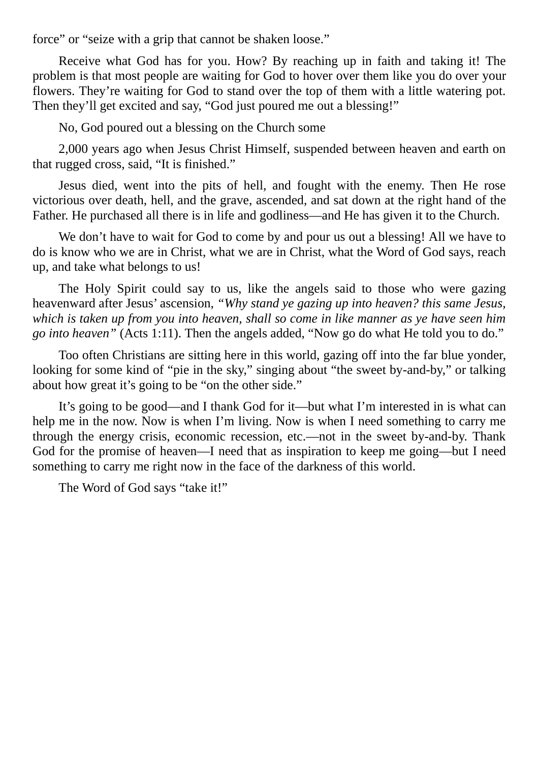force" or "seize with a grip that cannot be shaken loose."

Receive what God has for you. How? By reaching up in faith and taking it! The problem is that most people are waiting for God to hover over them like you do over your flowers. They're waiting for God to stand over the top of them with a little watering pot. Then they'll get excited and say, "God just poured me out a blessing!"

No, God poured out a blessing on the Church some

2,000 years ago when Jesus Christ Himself, suspended between heaven and earth on that rugged cross, said, "It is finished."

Jesus died, went into the pits of hell, and fought with the enemy. Then He rose victorious over death, hell, and the grave, ascended, and sat down at the right hand of the Father. He purchased all there is in life and godliness—and He has given it to the Church.

We don't have to wait for God to come by and pour us out a blessing! All we have to do is know who we are in Christ, what we are in Christ, what the Word of God says, reach up, and take what belongs to us!

The Holy Spirit could say to us, like the angels said to those who were gazing heavenward after Jesus' ascension, *"Why stand ye gazing up into heaven? this same Jesus, which is taken up from you into heaven, shall so come in like manner as ye have seen him go into heaven"* (Acts 1:11). Then the angels added, "Now go do what He told you to do."

Too often Christians are sitting here in this world, gazing off into the far blue yonder, looking for some kind of "pie in the sky," singing about "the sweet by-and-by," or talking about how great it's going to be "on the other side."

It's going to be good—and I thank God for it—but what I'm interested in is what can help me in the now. Now is when I'm living. Now is when I need something to carry me through the energy crisis, economic recession, etc.—not in the sweet by-and-by. Thank God for the promise of heaven—I need that as inspiration to keep me going—but I need something to carry me right now in the face of the darkness of this world.

The Word of God says "take it!"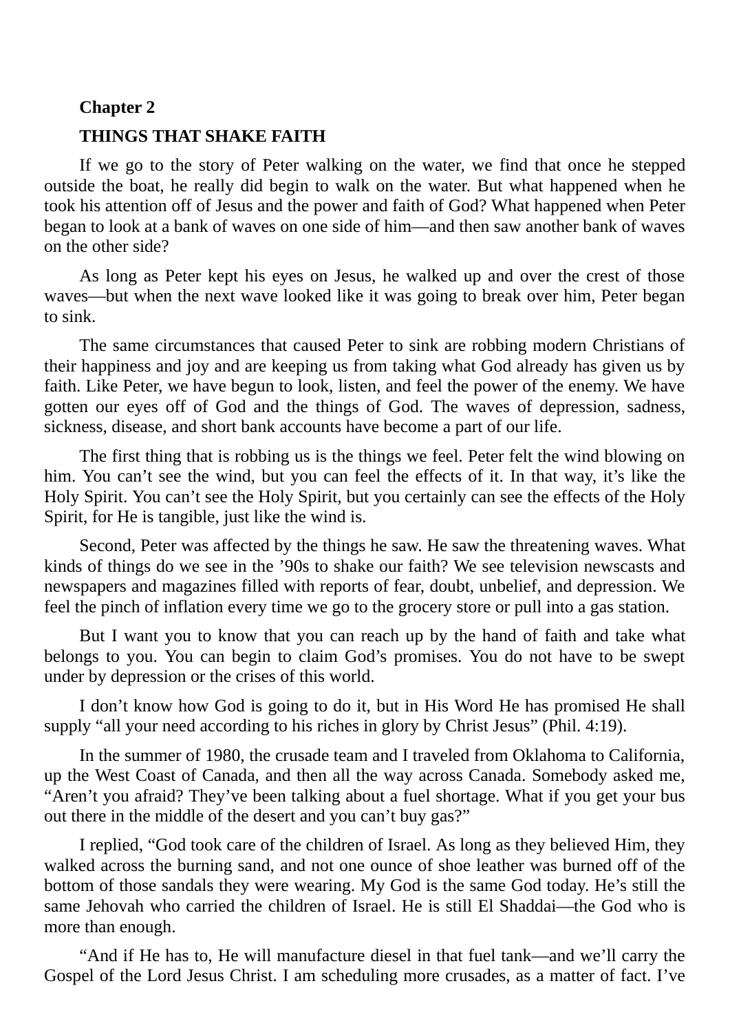**Chapter 2**

**THINGS THAT SHAKE FAITH**

If we go to the story of Peter walking on the water, we find that once he stepped outside the boat, he really did begin to walk on the water. But what happened when he took his attention off of Jesus and the power and faith of God? What happened when Peter began to look at a bank of waves on one side of him—and then saw another bank of waves on the other side?

As long as Peter kept his eyes on Jesus, he walked up and over the crest of those waves—but when the next wave looked like it was going to break over him, Peter began to sink.

The same circumstances that caused Peter to sink are robbing modern Christians of their happiness and joy and are keeping us from taking what God already has given us by faith. Like Peter, we have begun to look, listen, and feel the power of the enemy. We have gotten our eyes off of God and the things of God. The waves of depression, sadness, sickness, disease, and short bank accounts have become a part of our life.

The first thing that is robbing us is the things we feel. Peter felt the wind blowing on him. You can't see the wind, but you can feel the effects of it. In that way, it's like the Holy Spirit. You can't see the Holy Spirit, but you certainly can see the effects of the Holy Spirit, for He is tangible, just like the wind is.

Second, Peter was affected by the things he saw. He saw the threatening waves. What kinds of things do we see in the '90s to shake our faith? We see television newscasts and newspapers and magazines filled with reports of fear, doubt, unbelief, and depression. We feel the pinch of inflation every time we go to the grocery store or pull into a gas station.

But I want you to know that you can reach up by the hand of faith and take what belongs to you. You can begin to claim God's promises. You do not have to be swept under by depression or the crises of this world.

I don't know how God is going to do it, but in His Word He has promised He shall supply "all your need according to his riches in glory by Christ Jesus" (Phil. 4:19).

In the summer of 1980, the crusade team and I traveled from Oklahoma to California, up the West Coast of Canada, and then all the way across Canada. Somebody asked me, "Aren't you afraid? They've been talking about a fuel shortage. What if you get your bus out there in the middle of the desert and you can't buy gas?"

I replied, "God took care of the children of Israel. As long as they believed Him, they walked across the burning sand, and not one ounce of shoe leather was burned off of the bottom of those sandals they were wearing. My God is the same God today. He's still the same Jehovah who carried the children of Israel. He is still El Shaddai—the God who is more than enough.

"And if He has to, He will manufacture diesel in that fuel tank—and we'll carry the Gospel of the Lord Jesus Christ. I am scheduling more crusades, as a matter of fact. I've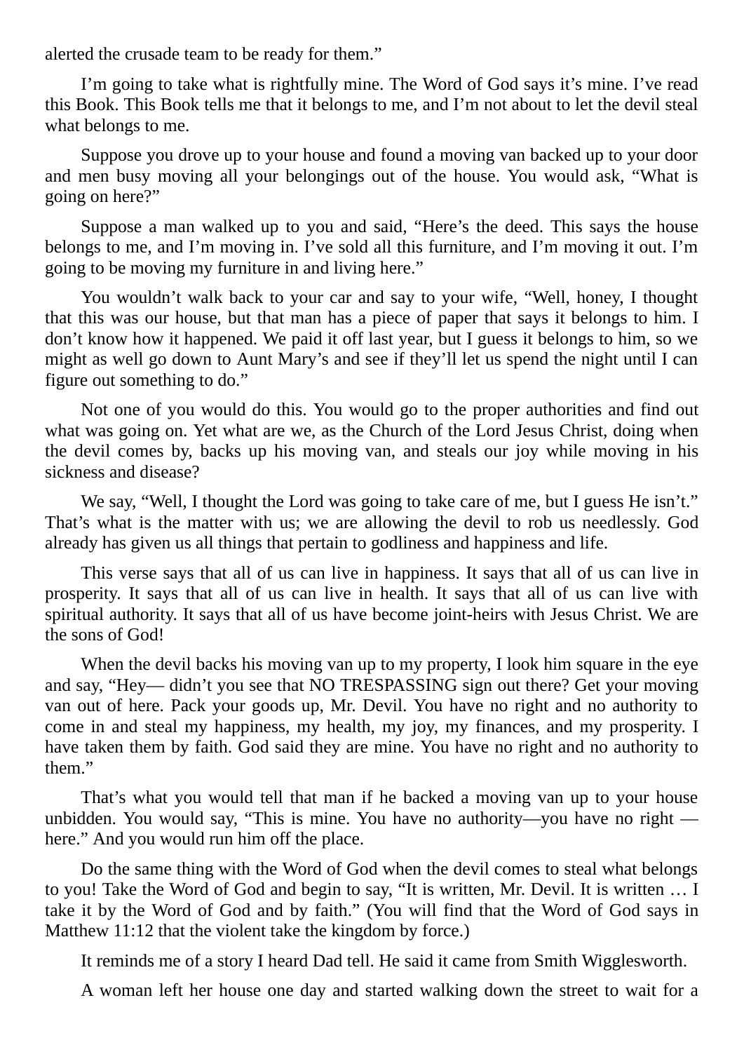alerted the crusade team to be ready for them."

I'm going to take what is rightfully mine. The Word of God says it's mine. I've read this Book. This Book tells me that it belongs to me, and I'm not about to let the devil steal what belongs to me.

Suppose you drove up to your house and found a moving van backed up to your door and men busy moving all your belongings out of the house. You would ask, "What is going on here?"

Suppose a man walked up to you and said, "Here's the deed. This says the house belongs to me, and I'm moving in. I've sold all this furniture, and I'm moving it out. I'm going to be moving my furniture in and living here."

You wouldn't walk back to your car and say to your wife, "Well, honey, I thought that this was our house, but that man has a piece of paper that says it belongs to him. I don't know how it happened. We paid it off last year, but I guess it belongs to him, so we might as well go down to Aunt Mary's and see if they'll let us spend the night until I can figure out something to do."

Not one of you would do this. You would go to the proper authorities and find out what was going on. Yet what are we, as the Church of the Lord Jesus Christ, doing when the devil comes by, backs up his moving van, and steals our joy while moving in his sickness and disease?

We say, "Well, I thought the Lord was going to take care of me, but I guess He isn't." That's what is the matter with us; we are allowing the devil to rob us needlessly. God already has given us all things that pertain to godliness and happiness and life.

This verse says that all of us can live in happiness. It says that all of us can live in prosperity. It says that all of us can live in health. It says that all of us can live with spiritual authority. It says that all of us have become joint-heirs with Jesus Christ. We are the sons of God!

When the devil backs his moving van up to my property, I look him square in the eye and say, "Hey— didn't you see that NO TRESPASSING sign out there? Get your moving van out of here. Pack your goods up, Mr. Devil. You have no right and no authority to come in and steal my happiness, my health, my joy, my finances, and my prosperity. I have taken them by faith. God said they are mine. You have no right and no authority to them."

That's what you would tell that man if he backed a moving van up to your house unbidden. You would say, "This is mine. You have no authority—you have no right — here." And you would run him off the place.

Do the same thing with the Word of God when the devil comes to steal what belongs to you! Take the Word of God and begin to say, "It is written, Mr. Devil. It is written … I take it by the Word of God and by faith." (You will find that the Word of God says in Matthew 11:12 that the violent take the kingdom by force.)

It reminds me of a story I heard Dad tell. He said it came from Smith Wigglesworth.

A woman left her house one day and started walking down the street to wait for a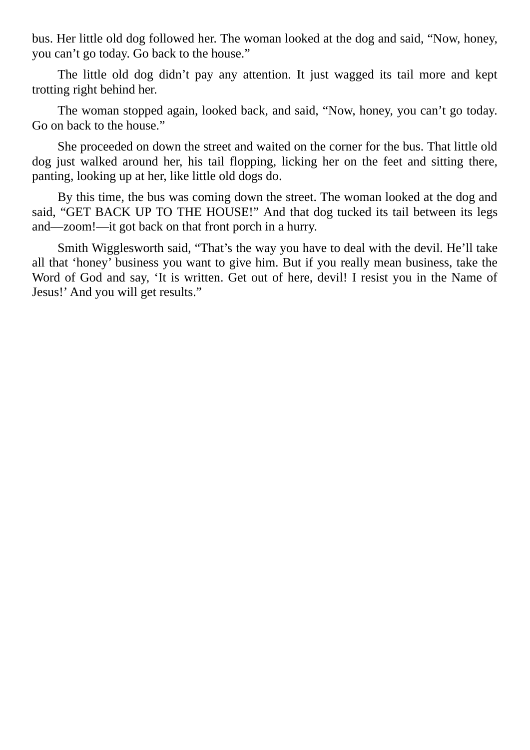bus. Her little old dog followed her. The woman looked at the dog and said, “Now, honey, you can’t go today. Go back to the house.”

The little old dog didn’t pay any attention. It just wagged its tail more and kept trotting right behind her.

The woman stopped again, looked back, and said, “Now, honey, you can’t go today. Go on back to the house.”

She proceeded on down the street and waited on the corner for the bus. That little old dog just walked around her, his tail flopping, licking her on the feet and sitting there, panting, looking up at her, like little old dogs do.

By this time, the bus was coming down the street. The woman looked at the dog and said, “GET BACK UP TO THE HOUSE!” And that dog tucked its tail between its legs and—zoom!—it got back on that front porch in a hurry.

Smith Wigglesworth said, “That’s the way you have to deal with the devil. He’ll take all that ‘honey’ business you want to give him. But if you really mean business, take the Word of God and say, ‘It is written. Get out of here, devil! I resist you in the Name of Jesus!’ And you will get results.”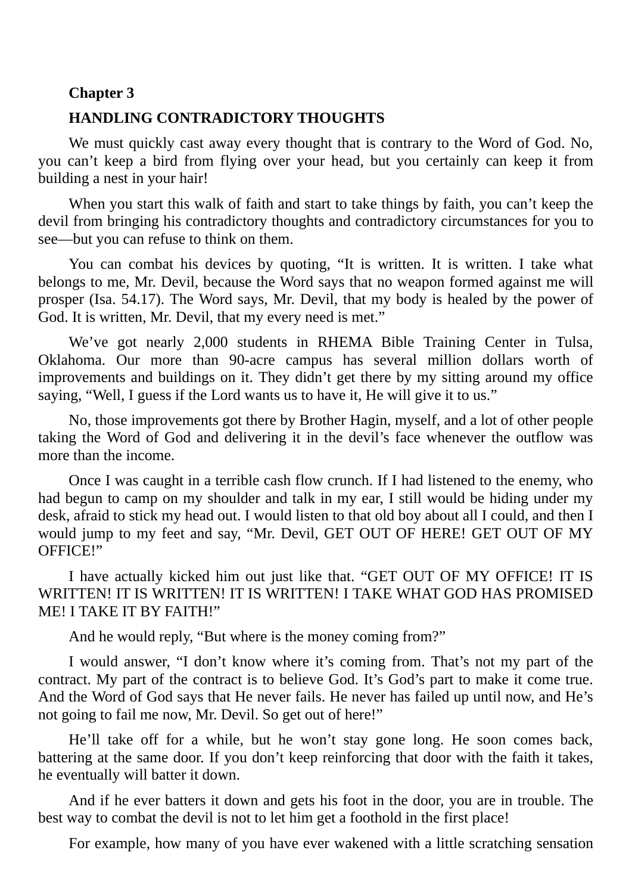**Chapter 3**

**HANDLING CONTRADICTORY THOUGHTS**

We must quickly cast away every thought that is contrary to the Word of God. No, you can't keep a bird from flying over your head, but you certainly can keep it from building a nest in your hair!

When you start this walk of faith and start to take things by faith, you can't keep the devil from bringing his contradictory thoughts and contradictory circumstances for you to see—but you can refuse to think on them.

You can combat his devices by quoting, "It is written. It is written. I take what belongs to me, Mr. Devil, because the Word says that no weapon formed against me will prosper (Isa. 54.17). The Word says, Mr. Devil, that my body is healed by the power of God. It is written, Mr. Devil, that my every need is met."

We've got nearly 2,000 students in RHEMA Bible Training Center in Tulsa, Oklahoma. Our more than 90-acre campus has several million dollars worth of improvements and buildings on it. They didn't get there by my sitting around my office saying, "Well, I guess if the Lord wants us to have it, He will give it to us."

No, those improvements got there by Brother Hagin, myself, and a lot of other people taking the Word of God and delivering it in the devil's face whenever the outflow was more than the income.

Once I was caught in a terrible cash flow crunch. If I had listened to the enemy, who had begun to camp on my shoulder and talk in my ear, I still would be hiding under my desk, afraid to stick my head out. I would listen to that old boy about all I could, and then I would jump to my feet and say, "Mr. Devil, GET OUT OF HERE! GET OUT OF MY OFFICE!"

I have actually kicked him out just like that. "GET OUT OF MY OFFICE! IT IS WRITTEN! IT IS WRITTEN! IT IS WRITTEN! I TAKE WHAT GOD HAS PROMISED ME! I TAKE IT BY FAITH!"

And he would reply, "But where is the money coming from?"

I would answer, "I don't know where it's coming from. That's not my part of the contract. My part of the contract is to believe God. It's God's part to make it come true. And the Word of God says that He never fails. He never has failed up until now, and He's not going to fail me now, Mr. Devil. So get out of here!"

He'll take off for a while, but he won't stay gone long. He soon comes back, battering at the same door. If you don't keep reinforcing that door with the faith it takes, he eventually will batter it down.

And if he ever batters it down and gets his foot in the door, you are in trouble. The best way to combat the devil is not to let him get a foothold in the first place!

For example, how many of you have ever wakened with a little scratching sensation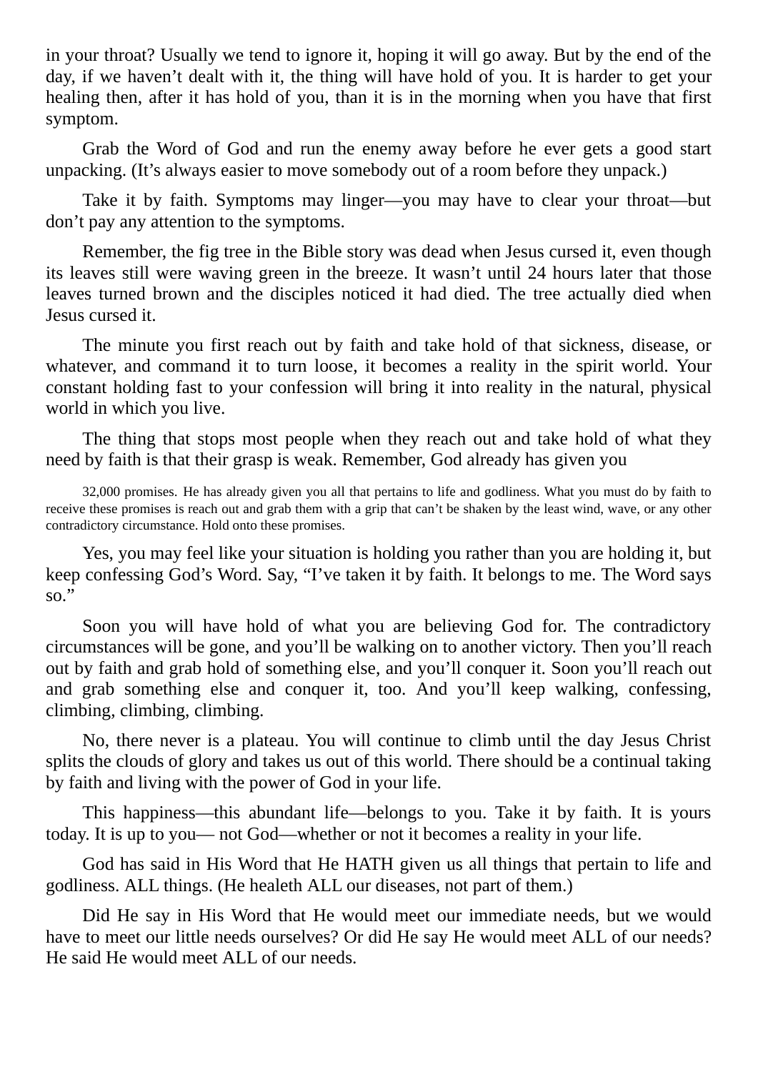in your throat? Usually we tend to ignore it, hoping it will go away. But by the end of the day, if we haven't dealt with it, the thing will have hold of you. It is harder to get your healing then, after it has hold of you, than it is in the morning when you have that first symptom.

Grab the Word of God and run the enemy away before he ever gets a good start unpacking. (It's always easier to move somebody out of a room before they unpack.)

Take it by faith. Symptoms may linger—you may have to clear your throat—but don't pay any attention to the symptoms.

Remember, the fig tree in the Bible story was dead when Jesus cursed it, even though its leaves still were waving green in the breeze. It wasn't until 24 hours later that those leaves turned brown and the disciples noticed it had died. The tree actually died when Jesus cursed it.

The minute you first reach out by faith and take hold of that sickness, disease, or whatever, and command it to turn loose, it becomes a reality in the spirit world. Your constant holding fast to your confession will bring it into reality in the natural, physical world in which you live.

The thing that stops most people when they reach out and take hold of what they need by faith is that their grasp is weak. Remember, God already has given you

32,000 promises. He has already given you all that pertains to life and godliness. What you must do by faith to receive these promises is reach out and grab them with a grip that can't be shaken by the least wind, wave, or any other contradictory circumstance. Hold onto these promises.

Yes, you may feel like your situation is holding you rather than you are holding it, but keep confessing God's Word. Say, "I've taken it by faith. It belongs to me. The Word says so."

Soon you will have hold of what you are believing God for. The contradictory circumstances will be gone, and you'll be walking on to another victory. Then you'll reach out by faith and grab hold of something else, and you'll conquer it. Soon you'll reach out and grab something else and conquer it, too. And you'll keep walking, confessing, climbing, climbing, climbing.

No, there never is a plateau. You will continue to climb until the day Jesus Christ splits the clouds of glory and takes us out of this world. There should be a continual taking by faith and living with the power of God in your life.

This happiness—this abundant life—belongs to you. Take it by faith. It is yours today. It is up to you— not God—whether or not it becomes a reality in your life.

God has said in His Word that He HATH given us all things that pertain to life and godliness. ALL things. (He healeth ALL our diseases, not part of them.)

Did He say in His Word that He would meet our immediate needs, but we would have to meet our little needs ourselves? Or did He say He would meet ALL of our needs? He said He would meet ALL of our needs.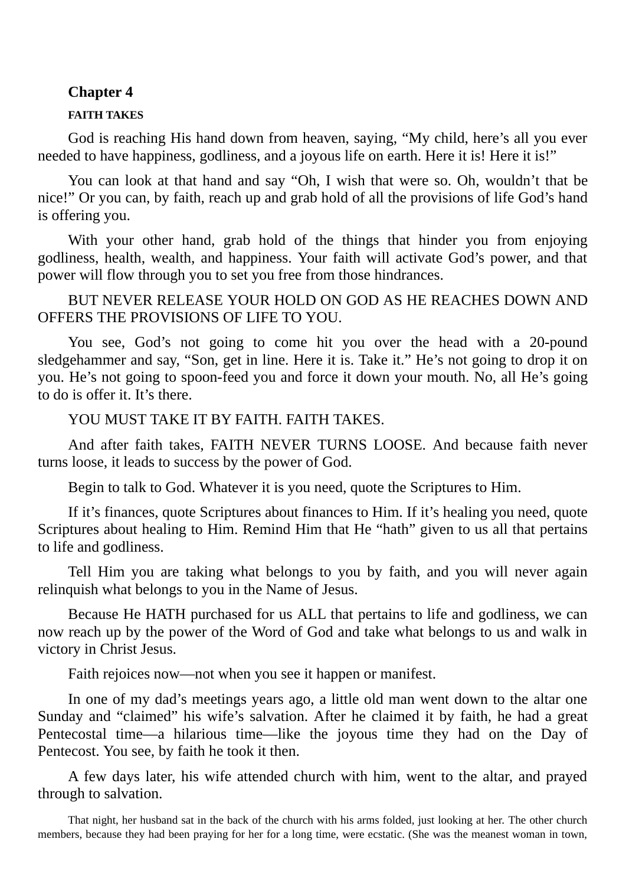## Chapter 4

### FAITH TAKES

God is reaching His hand down from heaven, saying, "My child, here's all you ever needed to have happiness, godliness, and a joyous life on earth. Here it is! Here it is!"

You can look at that hand and say "Oh, I wish that were so. Oh, wouldn't that be nice!" Or you can, by faith, reach up and grab hold of all the provisions of life God's hand is offering you.

With your other hand, grab hold of the things that hinder you from enjoying godliness, health, wealth, and happiness. Your faith will activate God's power, and that power will flow through you to set you free from those hindrances.

BUT NEVER RELEASE YOUR HOLD ON GOD AS HE REACHES DOWN AND OFFERS THE PROVISIONS OF LIFE TO YOU.

You see, God's not going to come hit you over the head with a 20-pound sledgehammer and say, "Son, get in line. Here it is. Take it." He's not going to drop it on you. He's not going to spoon-feed you and force it down your mouth. No, all He's going to do is offer it. It's there.

YOU MUST TAKE IT BY FAITH. FAITH TAKES.

And after faith takes, FAITH NEVER TURNS LOOSE. And because faith never turns loose, it leads to success by the power of God.

Begin to talk to God. Whatever it is you need, quote the Scriptures to Him.

If it's finances, quote Scriptures about finances to Him. If it's healing you need, quote Scriptures about healing to Him. Remind Him that He "hath" given to us all that pertains to life and godliness.

Tell Him you are taking what belongs to you by faith, and you will never again relinquish what belongs to you in the Name of Jesus.

Because He HATH purchased for us ALL that pertains to life and godliness, we can now reach up by the power of the Word of God and take what belongs to us and walk in victory in Christ Jesus.

Faith rejoices now—not when you see it happen or manifest.

In one of my dad's meetings years ago, a little old man went down to the altar one Sunday and "claimed" his wife's salvation. After he claimed it by faith, he had a great Pentecostal time—a hilarious time—like the joyous time they had on the Day of Pentecost. You see, by faith he took it then.

A few days later, his wife attended church with him, went to the altar, and prayed through to salvation.

That night, her husband sat in the back of the church with his arms folded, just looking at her. The other church members, because they had been praying for her for a long time, were ecstatic. (She was the meanest woman in town,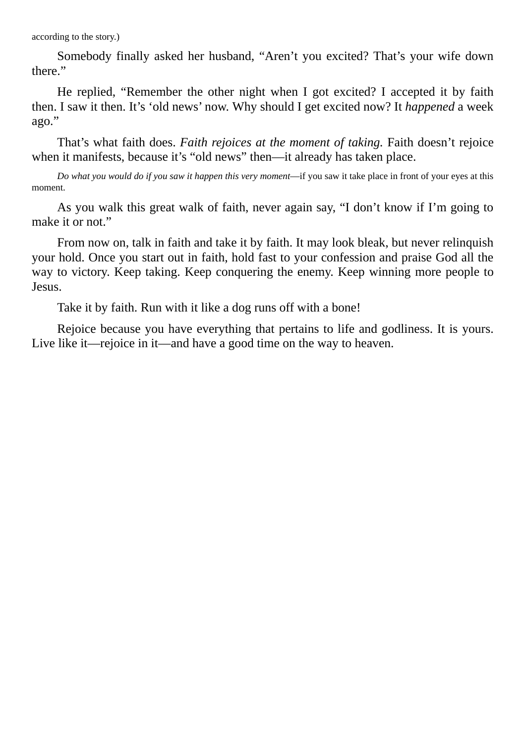according to the story.)

Somebody finally asked her husband, “Aren’t you excited? That’s your wife down there.”

He replied, “Remember the other night when I got excited? I accepted it by faith then. I saw it then. It’s ‘old news’ now. Why should I get excited now? It *happened* a week ago.”

That’s what faith does. *Faith rejoices at the moment of taking.* Faith doesn’t rejoice when it manifests, because it’s “old news” then—it already has taken place.

*Do what you would do if you saw it happen this very moment*—if you saw it take place in front of your eyes at this moment.

As you walk this great walk of faith, never again say, “I don’t know if I’m going to make it or not.”

From now on, talk in faith and take it by faith. It may look bleak, but never relinquish your hold. Once you start out in faith, hold fast to your confession and praise God all the way to victory. Keep taking. Keep conquering the enemy. Keep winning more people to Jesus.

Take it by faith. Run with it like a dog runs off with a bone!

Rejoice because you have everything that pertains to life and godliness. It is yours. Live like it—rejoice in it—and have a good time on the way to heaven.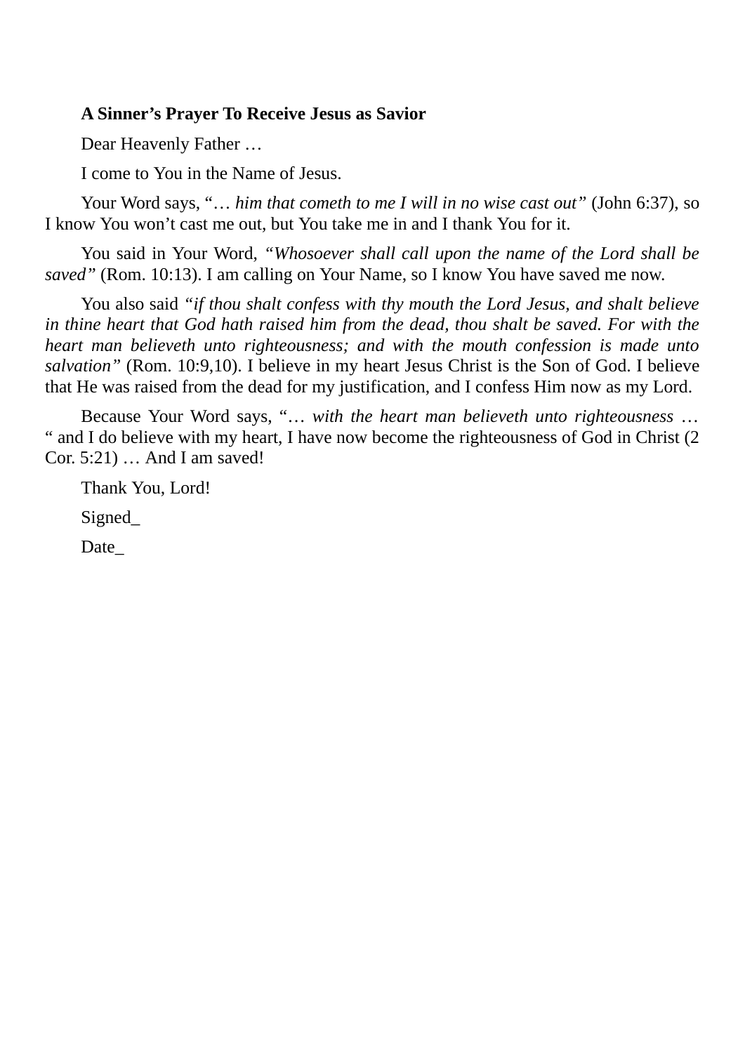**A Sinner's Prayer To Receive Jesus as Savior**

Dear Heavenly Father …

I come to You in the Name of Jesus.

Your Word says, "… *him that cometh to me I will in no wise cast out*" (John 6:37), so I know You won't cast me out, but You take me in and I thank You for it.

You said in Your Word, *"Whosoever shall call upon the name of the Lord shall be saved"* (Rom. 10:13). I am calling on Your Name, so I know You have saved me now.

You also said *"if thou shalt confess with thy mouth the Lord Jesus, and shalt believe in thine heart that God hath raised him from the dead, thou shalt be saved. For with the heart man believeth unto righteousness; and with the mouth confession is made unto salvation"* (Rom. 10:9,10). I believe in my heart Jesus Christ is the Son of God. I believe that He was raised from the dead for my justification, and I confess Him now as my Lord.

Because Your Word says, "… *with the heart man believeth unto righteousness* … " and I do believe with my heart, I have now become the righteousness of God in Christ (2 Cor. 5:21) … And I am saved!

Thank You, Lord!

Signed_

Date_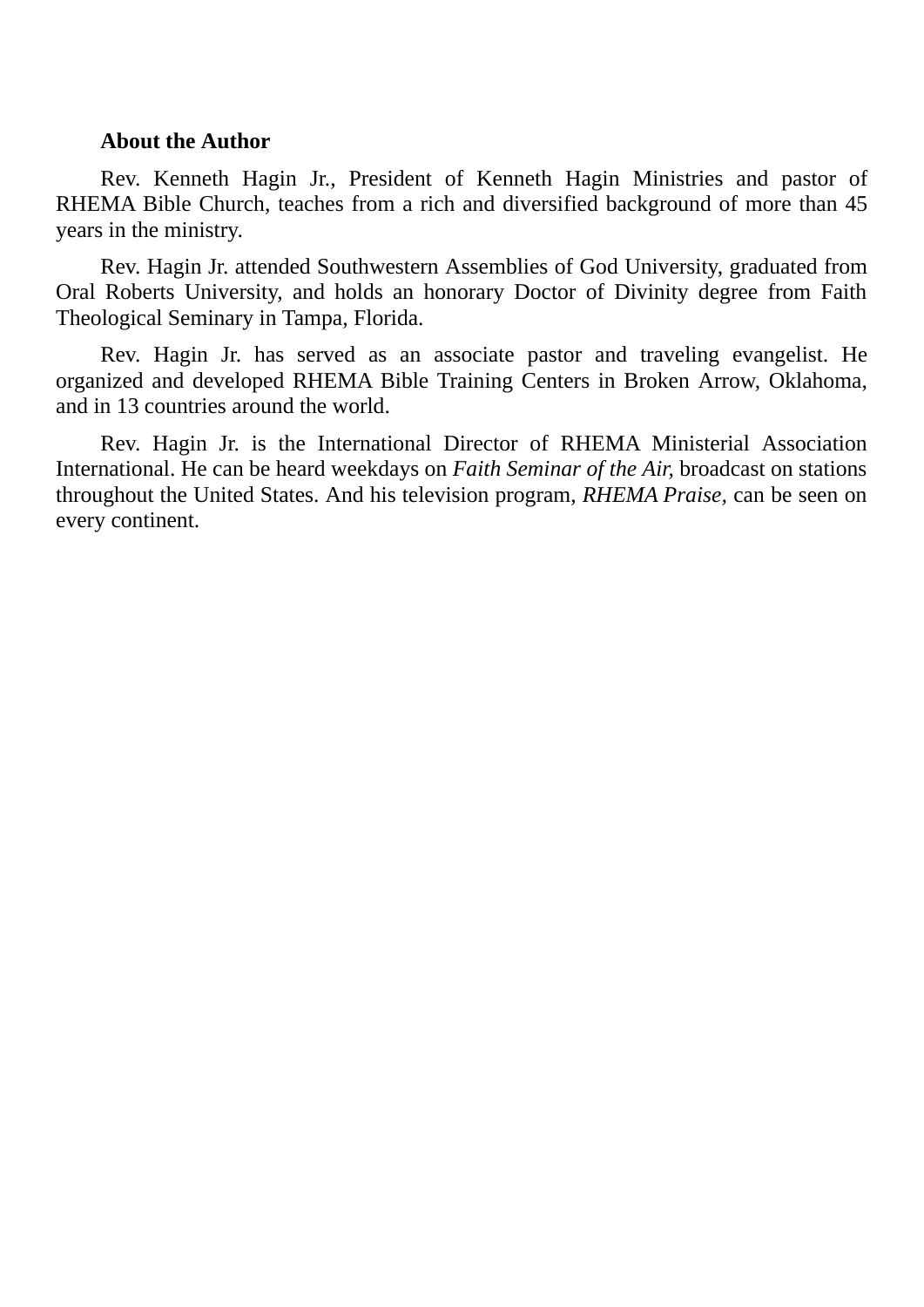**About the Author**

Rev. Kenneth Hagin Jr., President of Kenneth Hagin Ministries and pastor of RHEMA Bible Church, teaches from a rich and diversified background of more than 45 years in the ministry.

Rev. Hagin Jr. attended Southwestern Assemblies of God University, graduated from Oral Roberts University, and holds an honorary Doctor of Divinity degree from Faith Theological Seminary in Tampa, Florida.

Rev. Hagin Jr. has served as an associate pastor and traveling evangelist. He organized and developed RHEMA Bible Training Centers in Broken Arrow, Oklahoma, and in 13 countries around the world.

Rev. Hagin Jr. is the International Director of RHEMA Ministerial Association International. He can be heard weekdays on *Faith Seminar of the Air,* broadcast on stations throughout the United States. And his television program, *RHEMA Praise,* can be seen on every continent.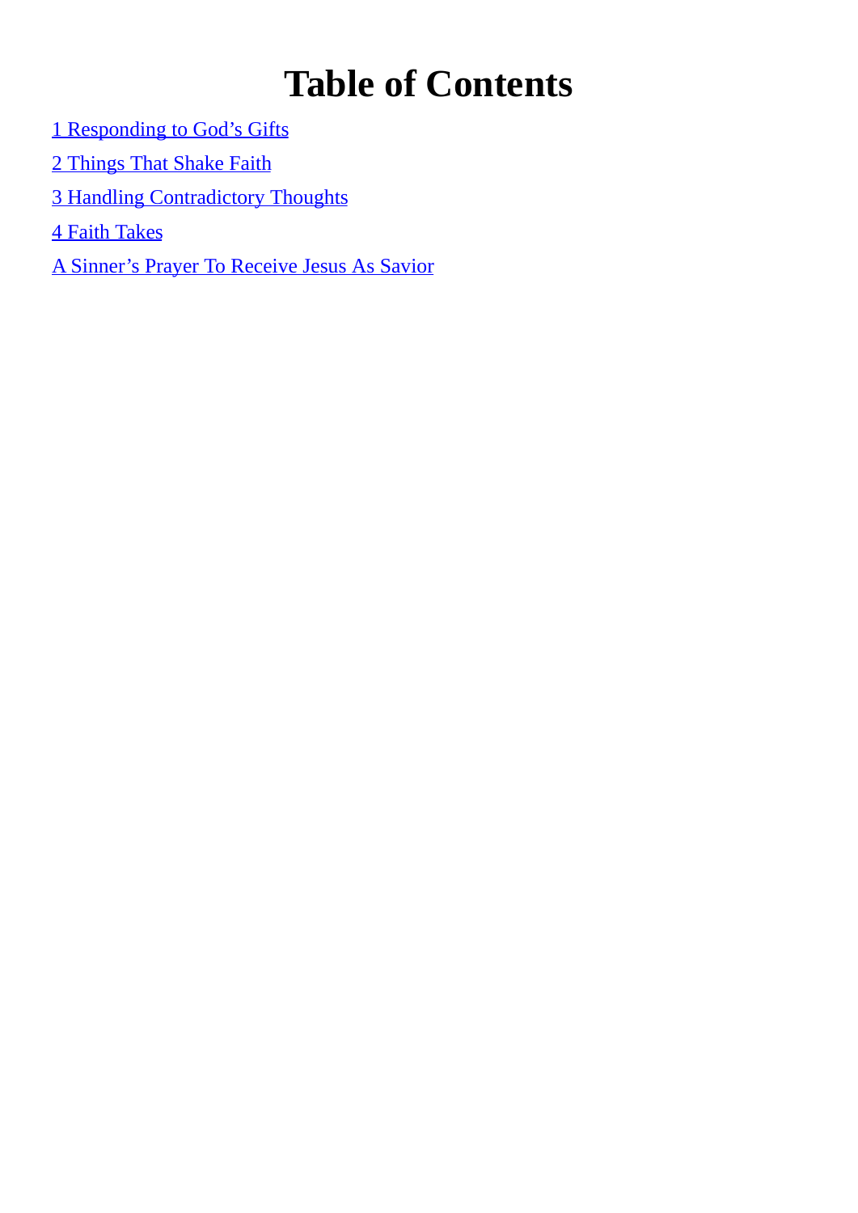# Table of Contents

[1 Responding to God's Gifts]

[2 Things That Shake Faith]

[3 Handling Contradictory Thoughts]

[4 Faith Takes]

[A Sinner's Prayer To Receive Jesus As Savior]